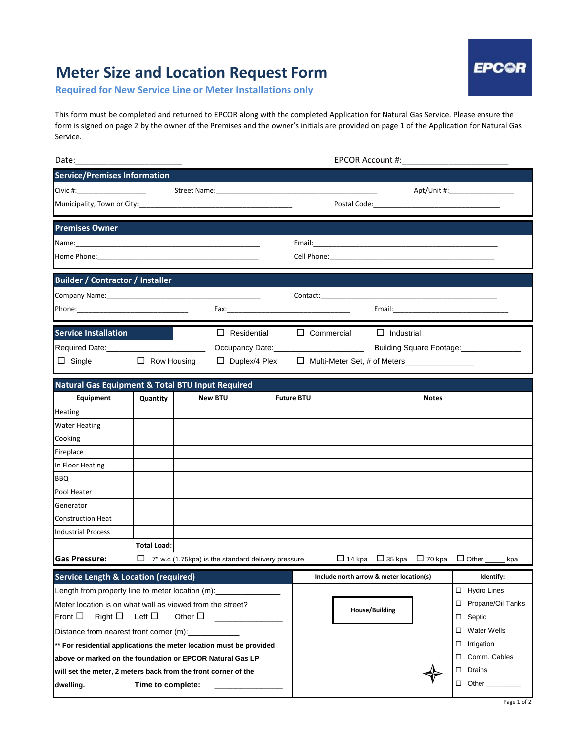# Meter Size and Location Request Form

**Required for New Service Line or Meter Installations only**

This form must be completed and returned to EPCOR along with the completed Application for Natural Gas Service. Please ensure the form is signed on page 2 by the owner of the Premises and the owner's initials are provided on page 1 of the Application for Natural Gas Service.

Date:______________________ EPCOR Account #:______________________

## Service/Premises Information

Civic #:__________________ Street Name:____________________________________________ Apt/Unit #:________________

Municipality, Town or City:________________________________________ Postal Code:__________________________________

## Premises Owner

Name:________________________________________________ Email:________________________________________________

Home Phone:____________________________________________ Cell Phone:____________________________________________

## Builder / Contractor / Installer

Company Name:________________________________________ Contact:________________________________________________

Phone:_____________________________ Fax:________________________________ Email:______________________________

## Service Installation

☐ Residential ☐ Commercial ☐ Industrial

Required Date:______________________ Occupancy Date:______________________ Building Square Footage:______________

☐ Single ☐ Row Housing ☐ Duplex/4 Plex ☐ Multi-Meter Set, # of Meters_______________

## Natural Gas Equipment & Total BTU Input Required

| Equipment | Quantity | New BTU | Future BTU | Notes |
|---|---|---|---|---|
| Heating | | | | |
| Water Heating | | | | |
| Cooking | | | | |
| Fireplace | | | | |
| In Floor Heating | | | | |
| BBQ | | | | |
| Pool Heater | | | | |
| Generator | | | | |
| Construction Heat | | | | |
| Industrial Process | | | | |
| | **Total Load:** | | | |

**Gas Pressure:** ☐ 7" w.c (1.75kpa) is the standard delivery pressure ☐ 14 kpa ☐ 35 kpa ☐ 70 kpa ☐ Other _____ kpa

## Service Length & Location (required)

Length from property line to meter location (m):______________

Meter location is on what wall as viewed from the street?

Front ☐ Right ☐ Left ☐ Other ☐ _______________

Distance from nearest front corner (m):____________

**\*\* For residential applications the meter location must be provided above or marked on the foundation or EPCOR Natural Gas LP will set the meter, 2 meters back from the front corner of the dwelling.** **Time to complete:** _______________

**Include north arrow & meter location(s)**

**House/Building**

**Identify:**

- ☐ Hydro Lines
- ☐ Propane/Oil Tanks
- ☐ Septic
- ☐ Water Wells
- ☐ Irrigation
- ☐ Comm. Cables
- ☐ Drains
- ☐ Other ________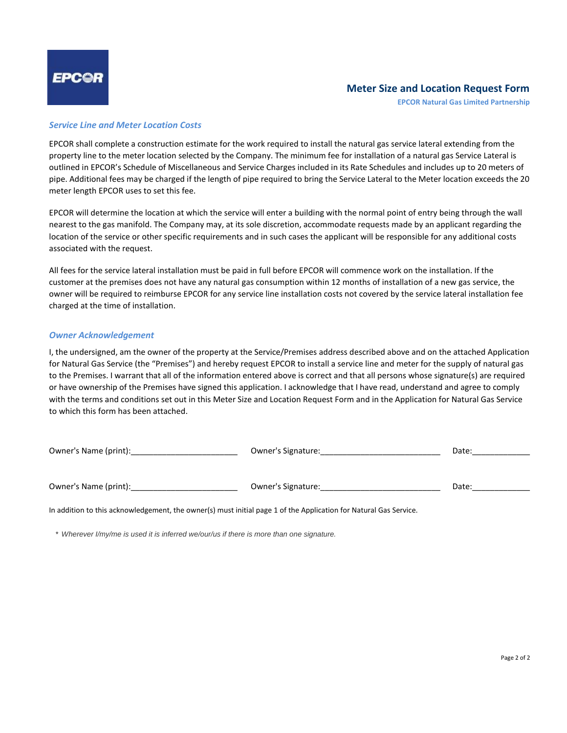## Meter Size and Location Request Form

**EPCOR Natural Gas Limited Partnership**

### *Service Line and Meter Location Costs*

EPCOR shall complete a construction estimate for the work required to install the natural gas service lateral extending from the property line to the meter location selected by the Company. The minimum fee for installation of a natural gas Service Lateral is outlined in EPCOR's Schedule of Miscellaneous and Service Charges included in its Rate Schedules and includes up to 20 meters of pipe. Additional fees may be charged if the length of pipe required to bring the Service Lateral to the Meter location exceeds the 20 meter length EPCOR uses to set this fee.

EPCOR will determine the location at which the service will enter a building with the normal point of entry being through the wall nearest to the gas manifold. The Company may, at its sole discretion, accommodate requests made by an applicant regarding the location of the service or other specific requirements and in such cases the applicant will be responsible for any additional costs associated with the request.

All fees for the service lateral installation must be paid in full before EPCOR will commence work on the installation. If the customer at the premises does not have any natural gas consumption within 12 months of installation of a new gas service, the owner will be required to reimburse EPCOR for any service line installation costs not covered by the service lateral installation fee charged at the time of installation.

### *Owner Acknowledgement*

I, the undersigned, am the owner of the property at the Service/Premises address described above and on the attached Application for Natural Gas Service (the "Premises") and hereby request EPCOR to install a service line and meter for the supply of natural gas to the Premises. I warrant that all of the information entered above is correct and that all persons whose signature(s) are required or have ownership of the Premises have signed this application. I acknowledge that I have read, understand and agree to comply with the terms and conditions set out in this Meter Size and Location Request Form and in the Application for Natural Gas Service to which this form has been attached.

Owner's Name (print):________________________ Owner's Signature:___________________________ Date:_____________

Owner's Name (print):________________________ Owner's Signature:___________________________ Date:_____________

In addition to this acknowledgement, the owner(s) must initial page 1 of the Application for Natural Gas Service.

\* *Wherever I/my/me is used it is inferred we/our/us if there is more than one signature.*